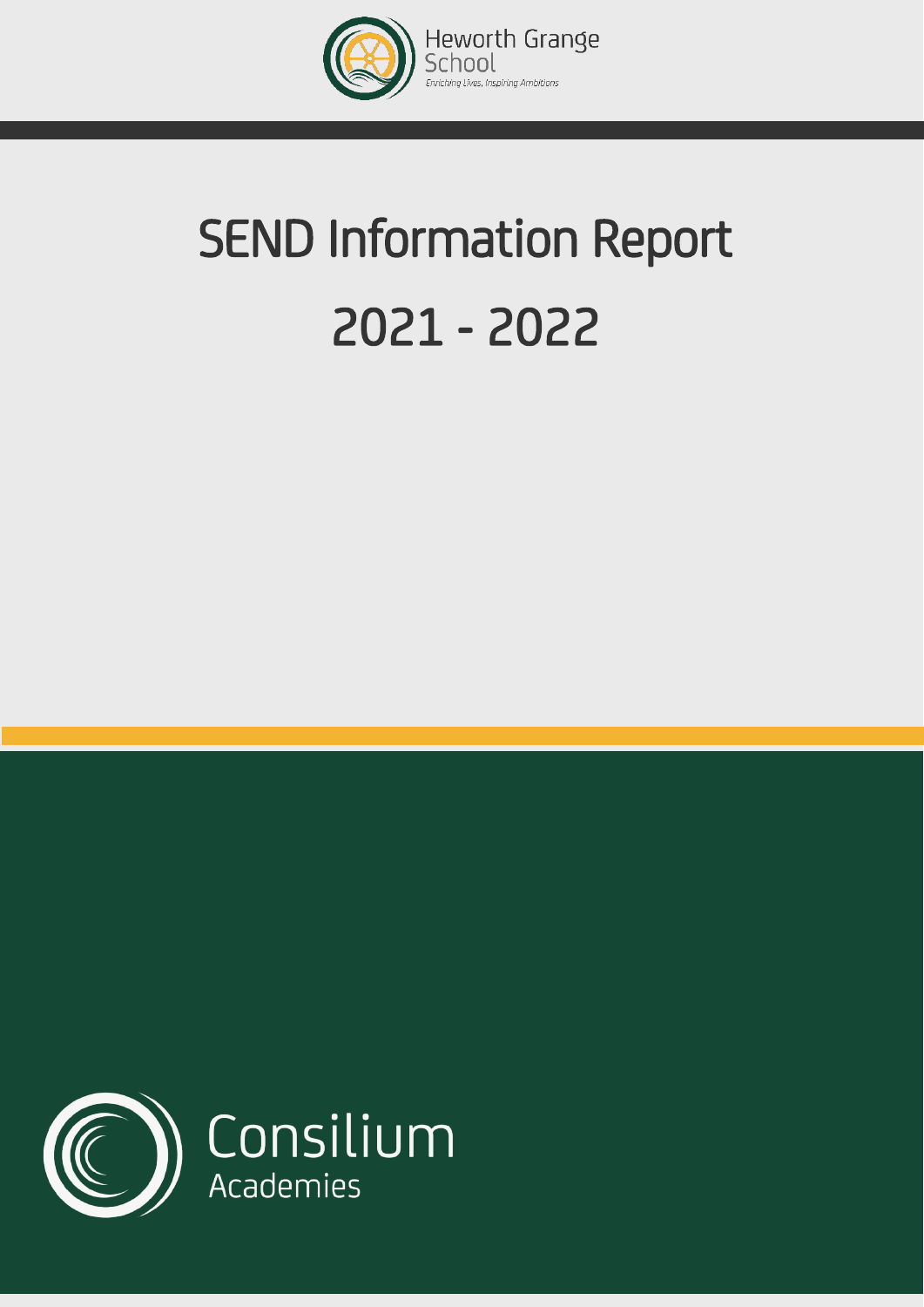Heworth Grange School

*Enriching Lives, Inspiring Ambitions*

# SEND Information Report

# 2021 - 2022

Consilium Academies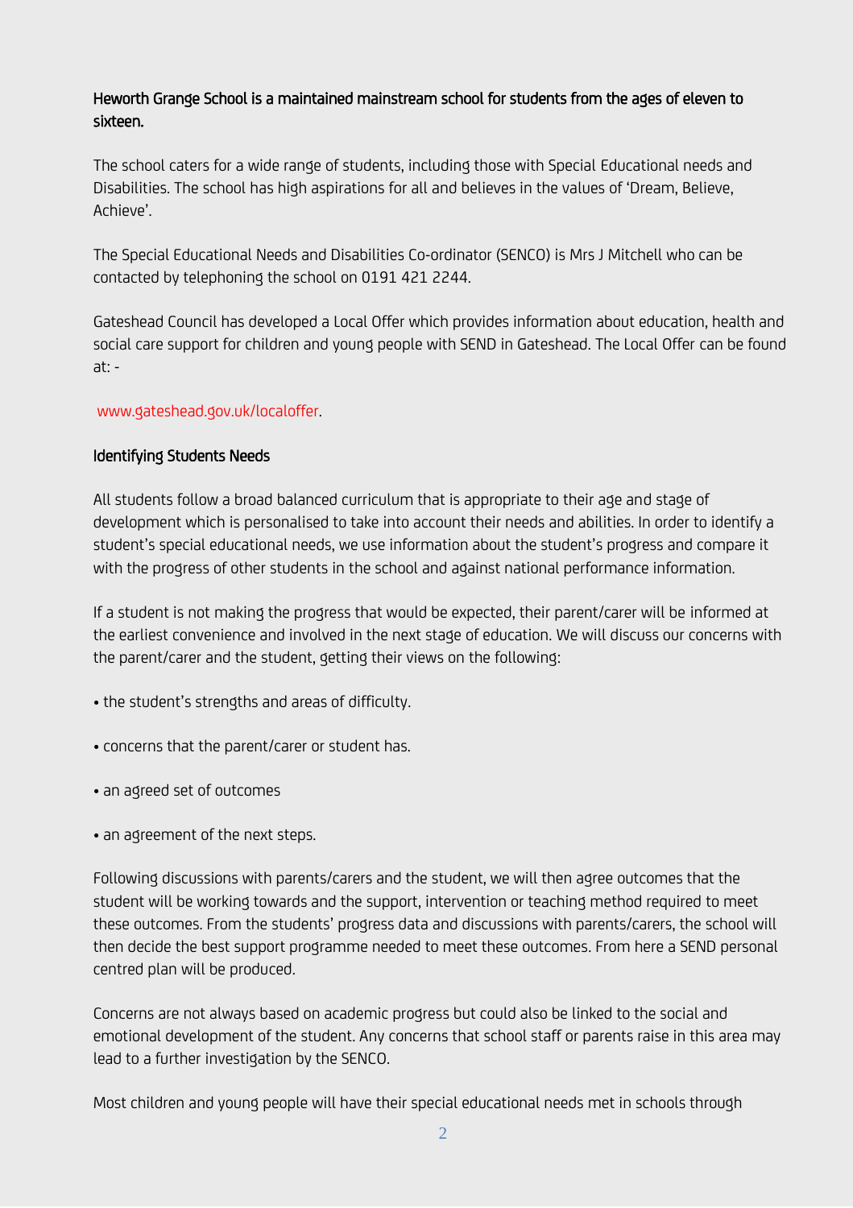**Heworth Grange School is a maintained mainstream school for students from the ages of eleven to sixteen.**

The school caters for a wide range of students, including those with Special Educational needs and Disabilities. The school has high aspirations for all and believes in the values of 'Dream, Believe, Achieve'.

The Special Educational Needs and Disabilities Co-ordinator (SENCO) is Mrs J Mitchell who can be contacted by telephoning the school on 0191 421 2244.

Gateshead Council has developed a Local Offer which provides information about education, health and social care support for children and young people with SEND in Gateshead. The Local Offer can be found at: -

www.gateshead.gov.uk/localoffer.

## Identifying Students Needs

All students follow a broad balanced curriculum that is appropriate to their age and stage of development which is personalised to take into account their needs and abilities. In order to identify a student's special educational needs, we use information about the student's progress and compare it with the progress of other students in the school and against national performance information.

If a student is not making the progress that would be expected, their parent/carer will be informed at the earliest convenience and involved in the next stage of education. We will discuss our concerns with the parent/carer and the student, getting their views on the following:

- the student's strengths and areas of difficulty.
- concerns that the parent/carer or student has.
- an agreed set of outcomes
- an agreement of the next steps.

Following discussions with parents/carers and the student, we will then agree outcomes that the student will be working towards and the support, intervention or teaching method required to meet these outcomes. From the students' progress data and discussions with parents/carers, the school will then decide the best support programme needed to meet these outcomes. From here a SEND personal centred plan will be produced.

Concerns are not always based on academic progress but could also be linked to the social and emotional development of the student. Any concerns that school staff or parents raise in this area may lead to a further investigation by the SENCO.

Most children and young people will have their special educational needs met in schools through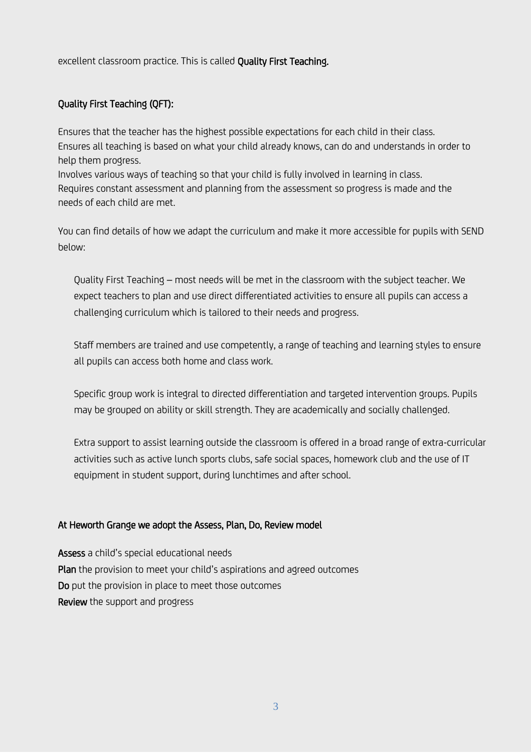excellent classroom practice. This is called **Quality First Teaching.**

**Quality First Teaching (QFT):**

Ensures that the teacher has the highest possible expectations for each child in their class.
Ensures all teaching is based on what your child already knows, can do and understands in order to help them progress.
Involves various ways of teaching so that your child is fully involved in learning in class.
Requires constant assessment and planning from the assessment so progress is made and the needs of each child are met.

You can find details of how we adapt the curriculum and make it more accessible for pupils with SEND below:

> Quality First Teaching – most needs will be met in the classroom with the subject teacher. We expect teachers to plan and use direct differentiated activities to ensure all pupils can access a challenging curriculum which is tailored to their needs and progress.
>
> Staff members are trained and use competently, a range of teaching and learning styles to ensure all pupils can access both home and class work.
>
> Specific group work is integral to directed differentiation and targeted intervention groups. Pupils may be grouped on ability or skill strength. They are academically and socially challenged.
>
> Extra support to assist learning outside the classroom is offered in a broad range of extra-curricular activities such as active lunch sports clubs, safe social spaces, homework club and the use of IT equipment in student support, during lunchtimes and after school.

**At Heworth Grange we adopt the Assess, Plan, Do, Review model**

**Assess** a child's special educational needs
**Plan** the provision to meet your child's aspirations and agreed outcomes
**Do** put the provision in place to meet those outcomes
**Review** the support and progress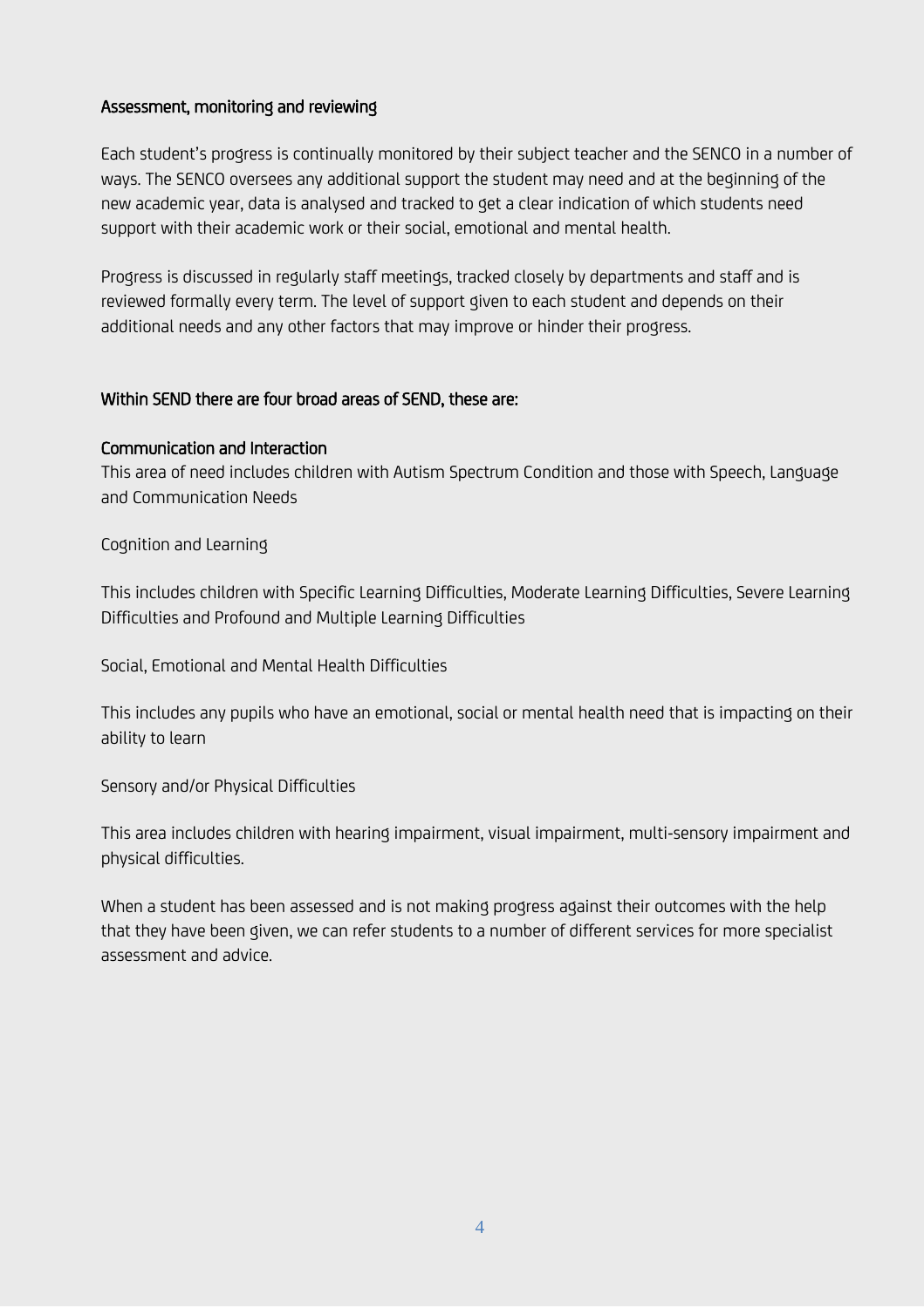## Assessment, monitoring and reviewing

Each student's progress is continually monitored by their subject teacher and the SENCO in a number of ways. The SENCO oversees any additional support the student may need and at the beginning of the new academic year, data is analysed and tracked to get a clear indication of which students need support with their academic work or their social, emotional and mental health.

Progress is discussed in regularly staff meetings, tracked closely by departments and staff and is reviewed formally every term. The level of support given to each student and depends on their additional needs and any other factors that may improve or hinder their progress.

## Within SEND there are four broad areas of SEND, these are:

### Communication and Interaction

This area of need includes children with Autism Spectrum Condition and those with Speech, Language and Communication Needs

Cognition and Learning

This includes children with Specific Learning Difficulties, Moderate Learning Difficulties, Severe Learning Difficulties and Profound and Multiple Learning Difficulties

Social, Emotional and Mental Health Difficulties

This includes any pupils who have an emotional, social or mental health need that is impacting on their ability to learn

Sensory and/or Physical Difficulties

This area includes children with hearing impairment, visual impairment, multi-sensory impairment and physical difficulties.

When a student has been assessed and is not making progress against their outcomes with the help that they have been given, we can refer students to a number of different services for more specialist assessment and advice.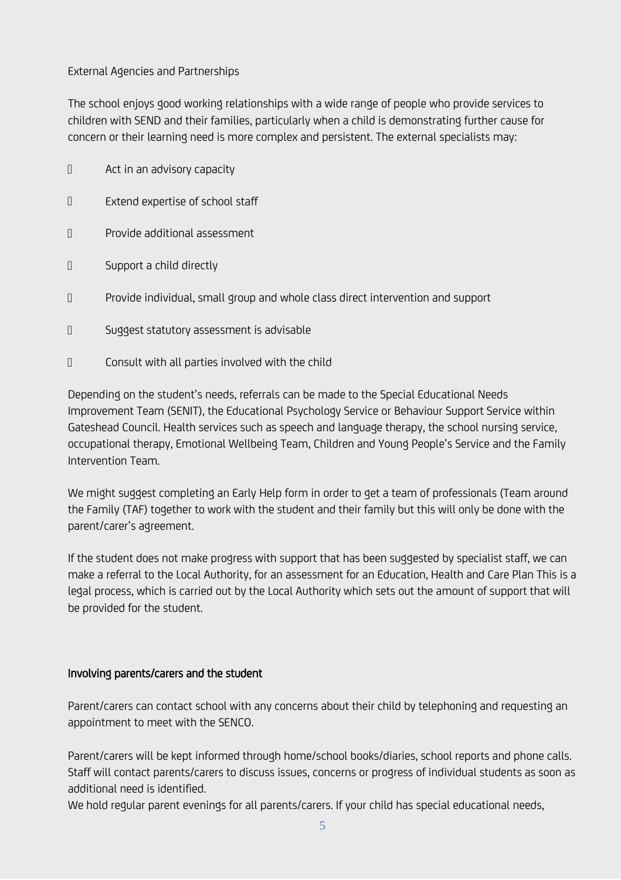External Agencies and Partnerships

The school enjoys good working relationships with a wide range of people who provide services to children with SEND and their families, particularly when a child is demonstrating further cause for concern or their learning need is more complex and persistent. The external specialists may:

- Act in an advisory capacity
- Extend expertise of school staff
- Provide additional assessment
- Support a child directly
- Provide individual, small group and whole class direct intervention and support
- Suggest statutory assessment is advisable
- Consult with all parties involved with the child

Depending on the student's needs, referrals can be made to the Special Educational Needs Improvement Team (SENIT), the Educational Psychology Service or Behaviour Support Service within Gateshead Council. Health services such as speech and language therapy, the school nursing service, occupational therapy, Emotional Wellbeing Team, Children and Young People's Service and the Family Intervention Team.

We might suggest completing an Early Help form in order to get a team of professionals (Team around the Family (TAF) together to work with the student and their family but this will only be done with the parent/carer's agreement.

If the student does not make progress with support that has been suggested by specialist staff, we can make a referral to the Local Authority, for an assessment for an Education, Health and Care Plan This is a legal process, which is carried out by the Local Authority which sets out the amount of support that will be provided for the student.

## Involving parents/carers and the student

Parent/carers can contact school with any concerns about their child by telephoning and requesting an appointment to meet with the SENCO.

Parent/carers will be kept informed through home/school books/diaries, school reports and phone calls. Staff will contact parents/carers to discuss issues, concerns or progress of individual students as soon as additional need is identified.
We hold regular parent evenings for all parents/carers. If your child has special educational needs,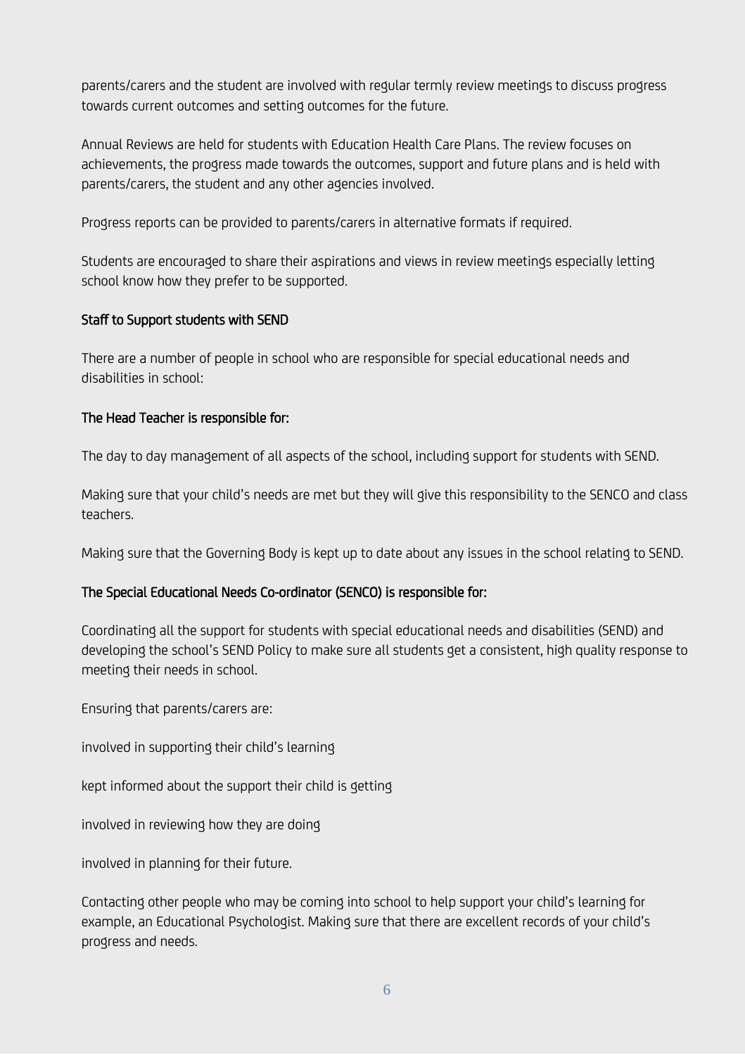parents/carers and the student are involved with regular termly review meetings to discuss progress towards current outcomes and setting outcomes for the future.

Annual Reviews are held for students with Education Health Care Plans. The review focuses on achievements, the progress made towards the outcomes, support and future plans and is held with parents/carers, the student and any other agencies involved.

Progress reports can be provided to parents/carers in alternative formats if required.

Students are encouraged to share their aspirations and views in review meetings especially letting school know how they prefer to be supported.

## Staff to Support students with SEND

There are a number of people in school who are responsible for special educational needs and disabilities in school:

### The Head Teacher is responsible for:

The day to day management of all aspects of the school, including support for students with SEND.

Making sure that your child's needs are met but they will give this responsibility to the SENCO and class teachers.

Making sure that the Governing Body is kept up to date about any issues in the school relating to SEND.

### The Special Educational Needs Co-ordinator (SENCO) is responsible for:

Coordinating all the support for students with special educational needs and disabilities (SEND) and developing the school's SEND Policy to make sure all students get a consistent, high quality response to meeting their needs in school.

Ensuring that parents/carers are:

involved in supporting their child's learning

kept informed about the support their child is getting

involved in reviewing how they are doing

involved in planning for their future.

Contacting other people who may be coming into school to help support your child's learning for example, an Educational Psychologist. Making sure that there are excellent records of your child's progress and needs.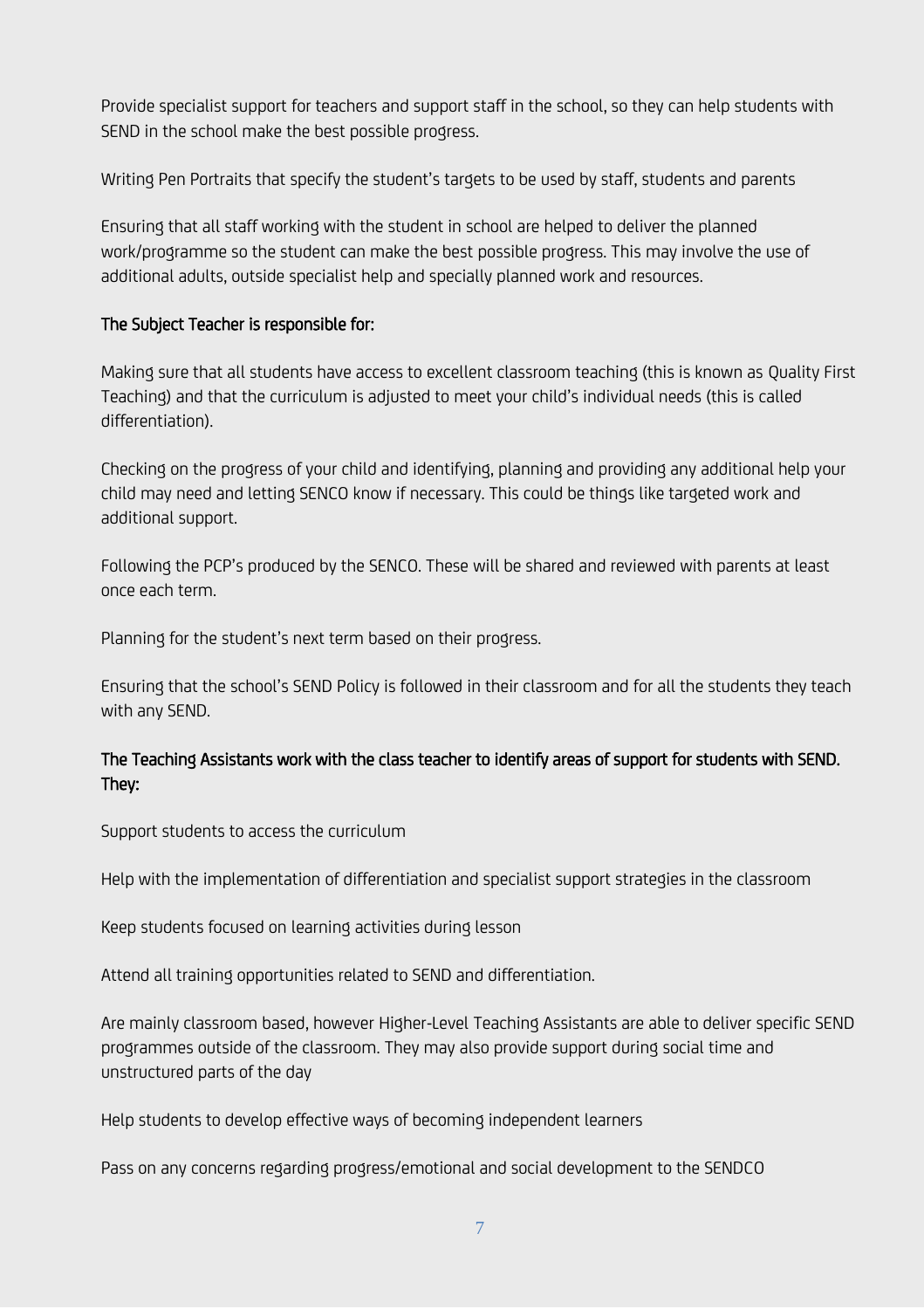Provide specialist support for teachers and support staff in the school, so they can help students with SEND in the school make the best possible progress.

Writing Pen Portraits that specify the student's targets to be used by staff, students and parents

Ensuring that all staff working with the student in school are helped to deliver the planned work/programme so the student can make the best possible progress. This may involve the use of additional adults, outside specialist help and specially planned work and resources.

**The Subject Teacher is responsible for:**

Making sure that all students have access to excellent classroom teaching (this is known as Quality First Teaching) and that the curriculum is adjusted to meet your child's individual needs (this is called differentiation).

Checking on the progress of your child and identifying, planning and providing any additional help your child may need and letting SENCO know if necessary. This could be things like targeted work and additional support.

Following the PCP's produced by the SENCO. These will be shared and reviewed with parents at least once each term.

Planning for the student's next term based on their progress.

Ensuring that the school's SEND Policy is followed in their classroom and for all the students they teach with any SEND.

**The Teaching Assistants work with the class teacher to identify areas of support for students with SEND. They:**

Support students to access the curriculum

Help with the implementation of differentiation and specialist support strategies in the classroom

Keep students focused on learning activities during lesson

Attend all training opportunities related to SEND and differentiation.

Are mainly classroom based, however Higher-Level Teaching Assistants are able to deliver specific SEND programmes outside of the classroom. They may also provide support during social time and unstructured parts of the day

Help students to develop effective ways of becoming independent learners

Pass on any concerns regarding progress/emotional and social development to the SENDCO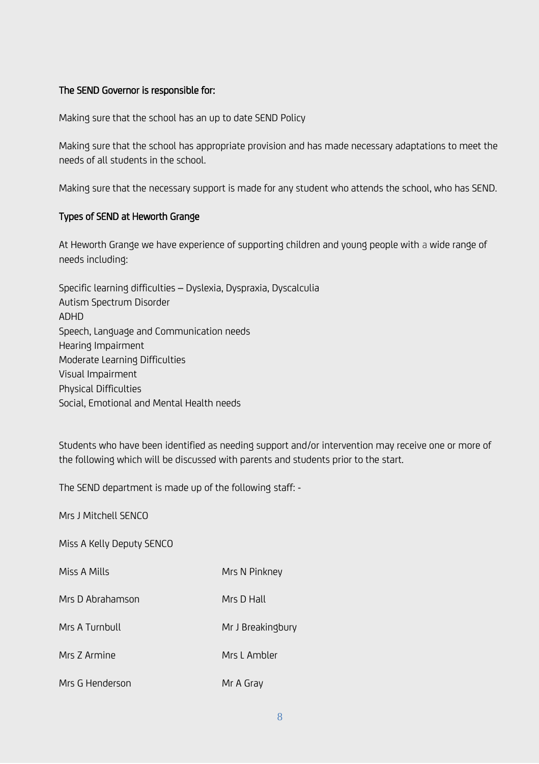**The SEND Governor is responsible for:**

Making sure that the school has an up to date SEND Policy

Making sure that the school has appropriate provision and has made necessary adaptations to meet the needs of all students in the school.

Making sure that the necessary support is made for any student who attends the school, who has SEND.

**Types of SEND at Heworth Grange**

At Heworth Grange we have experience of supporting children and young people with a wide range of needs including:

Specific learning difficulties – Dyslexia, Dyspraxia, Dyscalculia
Autism Spectrum Disorder
ADHD
Speech, Language and Communication needs
Hearing Impairment
Moderate Learning Difficulties
Visual Impairment
Physical Difficulties
Social, Emotional and Mental Health needs

Students who have been identified as needing support and/or intervention may receive one or more of the following which will be discussed with parents and students prior to the start.

The SEND department is made up of the following staff: -

Mrs J Mitchell SENCO

Miss A Kelly Deputy SENCO

| | |
|---|---|
| Miss A Mills | Mrs N Pinkney |
| Mrs D Abrahamson | Mrs D Hall |
| Mrs A Turnbull | Mr J Breakingbury |
| Mrs Z Armine | Mrs L Ambler |
| Mrs G Henderson | Mr A Gray |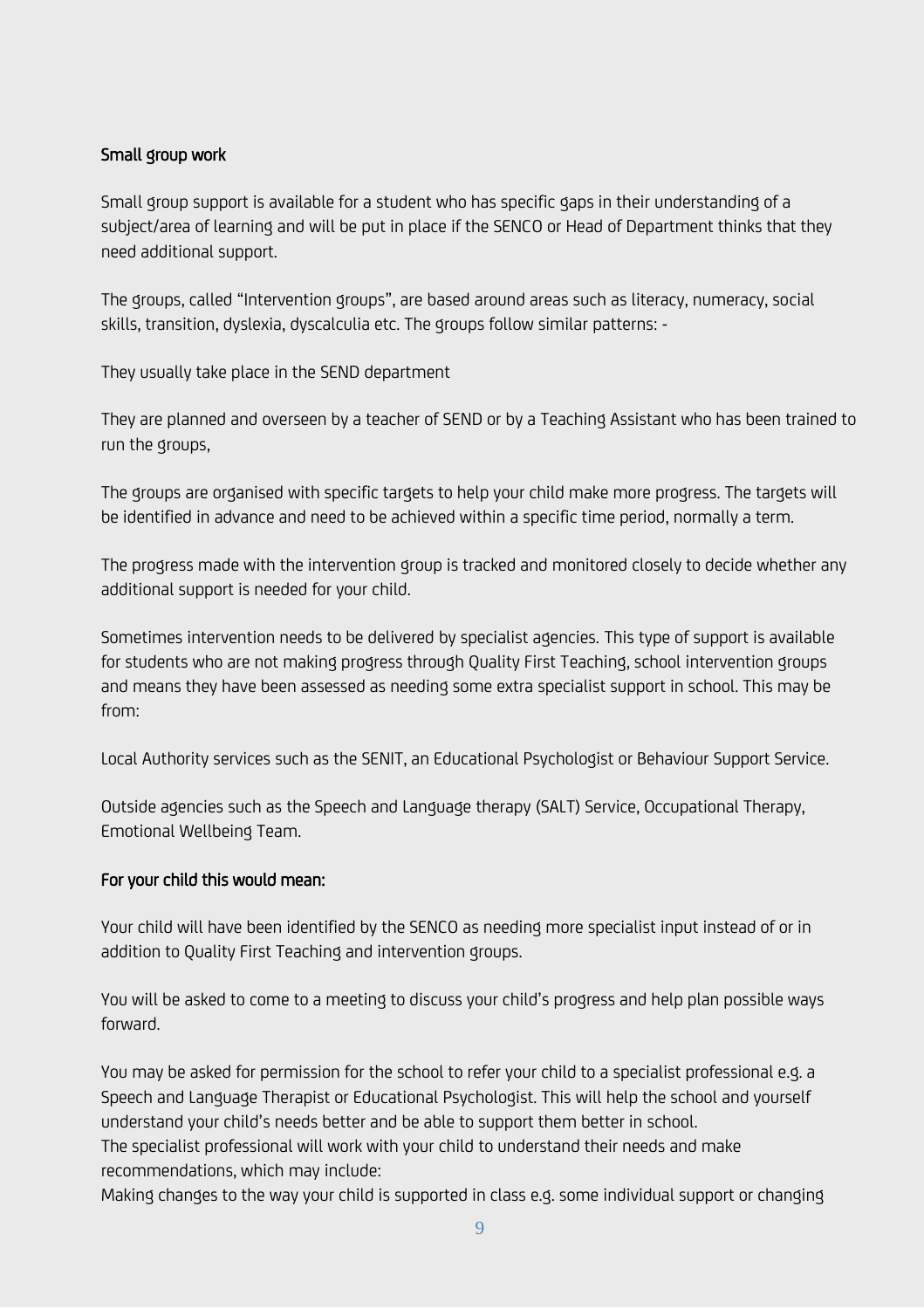### Small group work

Small group support is available for a student who has specific gaps in their understanding of a subject/area of learning and will be put in place if the SENCO or Head of Department thinks that they need additional support.

The groups, called "Intervention groups", are based around areas such as literacy, numeracy, social skills, transition, dyslexia, dyscalculia etc. The groups follow similar patterns: -

They usually take place in the SEND department

They are planned and overseen by a teacher of SEND or by a Teaching Assistant who has been trained to run the groups,

The groups are organised with specific targets to help your child make more progress. The targets will be identified in advance and need to be achieved within a specific time period, normally a term.

The progress made with the intervention group is tracked and monitored closely to decide whether any additional support is needed for your child.

Sometimes intervention needs to be delivered by specialist agencies. This type of support is available for students who are not making progress through Quality First Teaching, school intervention groups and means they have been assessed as needing some extra specialist support in school. This may be from:

Local Authority services such as the SENIT, an Educational Psychologist or Behaviour Support Service.

Outside agencies such as the Speech and Language therapy (SALT) Service, Occupational Therapy, Emotional Wellbeing Team.

### For your child this would mean:

Your child will have been identified by the SENCO as needing more specialist input instead of or in addition to Quality First Teaching and intervention groups.

You will be asked to come to a meeting to discuss your child's progress and help plan possible ways forward.

You may be asked for permission for the school to refer your child to a specialist professional e.g. a Speech and Language Therapist or Educational Psychologist. This will help the school and yourself understand your child's needs better and be able to support them better in school.
The specialist professional will work with your child to understand their needs and make recommendations, which may include:
Making changes to the way your child is supported in class e.g. some individual support or changing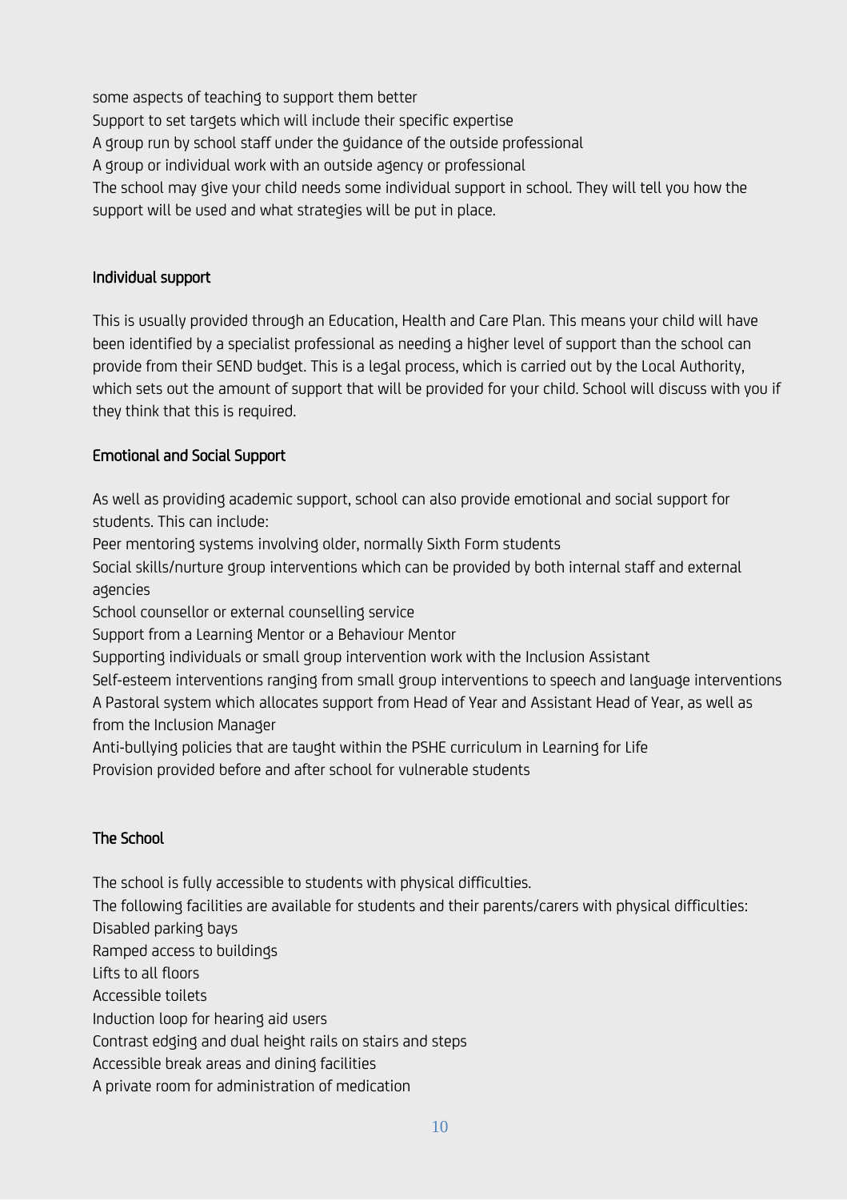some aspects of teaching to support them better

Support to set targets which will include their specific expertise

A group run by school staff under the guidance of the outside professional

A group or individual work with an outside agency or professional

The school may give your child needs some individual support in school. They will tell you how the support will be used and what strategies will be put in place.

### Individual support

This is usually provided through an Education, Health and Care Plan. This means your child will have been identified by a specialist professional as needing a higher level of support than the school can provide from their SEND budget. This is a legal process, which is carried out by the Local Authority, which sets out the amount of support that will be provided for your child. School will discuss with you if they think that this is required.

### Emotional and Social Support

As well as providing academic support, school can also provide emotional and social support for students. This can include:

Peer mentoring systems involving older, normally Sixth Form students

Social skills/nurture group interventions which can be provided by both internal staff and external agencies

School counsellor or external counselling service

Support from a Learning Mentor or a Behaviour Mentor

Supporting individuals or small group intervention work with the Inclusion Assistant

Self-esteem interventions ranging from small group interventions to speech and language interventions

A Pastoral system which allocates support from Head of Year and Assistant Head of Year, as well as from the Inclusion Manager

Anti-bullying policies that are taught within the PSHE curriculum in Learning for Life

Provision provided before and after school for vulnerable students

### The School

The school is fully accessible to students with physical difficulties.

The following facilities are available for students and their parents/carers with physical difficulties:

Disabled parking bays

Ramped access to buildings

Lifts to all floors

Accessible toilets

Induction loop for hearing aid users

Contrast edging and dual height rails on stairs and steps

Accessible break areas and dining facilities

A private room for administration of medication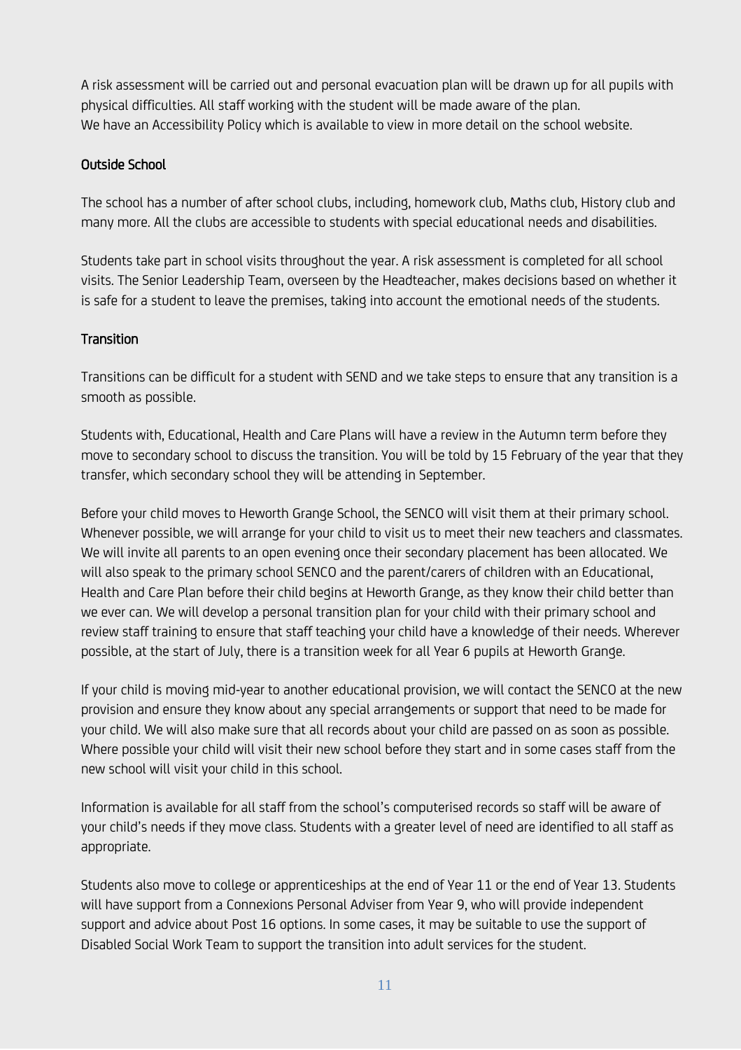A risk assessment will be carried out and personal evacuation plan will be drawn up for all pupils with physical difficulties. All staff working with the student will be made aware of the plan.
We have an Accessibility Policy which is available to view in more detail on the school website.

### Outside School

The school has a number of after school clubs, including, homework club, Maths club, History club and many more. All the clubs are accessible to students with special educational needs and disabilities.

Students take part in school visits throughout the year. A risk assessment is completed for all school visits. The Senior Leadership Team, overseen by the Headteacher, makes decisions based on whether it is safe for a student to leave the premises, taking into account the emotional needs of the students.

### Transition

Transitions can be difficult for a student with SEND and we take steps to ensure that any transition is a smooth as possible.

Students with, Educational, Health and Care Plans will have a review in the Autumn term before they move to secondary school to discuss the transition. You will be told by 15 February of the year that they transfer, which secondary school they will be attending in September.

Before your child moves to Heworth Grange School, the SENCO will visit them at their primary school. Whenever possible, we will arrange for your child to visit us to meet their new teachers and classmates. We will invite all parents to an open evening once their secondary placement has been allocated. We will also speak to the primary school SENCO and the parent/carers of children with an Educational, Health and Care Plan before their child begins at Heworth Grange, as they know their child better than we ever can. We will develop a personal transition plan for your child with their primary school and review staff training to ensure that staff teaching your child have a knowledge of their needs. Wherever possible, at the start of July, there is a transition week for all Year 6 pupils at Heworth Grange.

If your child is moving mid-year to another educational provision, we will contact the SENCO at the new provision and ensure they know about any special arrangements or support that need to be made for your child. We will also make sure that all records about your child are passed on as soon as possible. Where possible your child will visit their new school before they start and in some cases staff from the new school will visit your child in this school.

Information is available for all staff from the school's computerised records so staff will be aware of your child's needs if they move class. Students with a greater level of need are identified to all staff as appropriate.

Students also move to college or apprenticeships at the end of Year 11 or the end of Year 13. Students will have support from a Connexions Personal Adviser from Year 9, who will provide independent support and advice about Post 16 options. In some cases, it may be suitable to use the support of Disabled Social Work Team to support the transition into adult services for the student.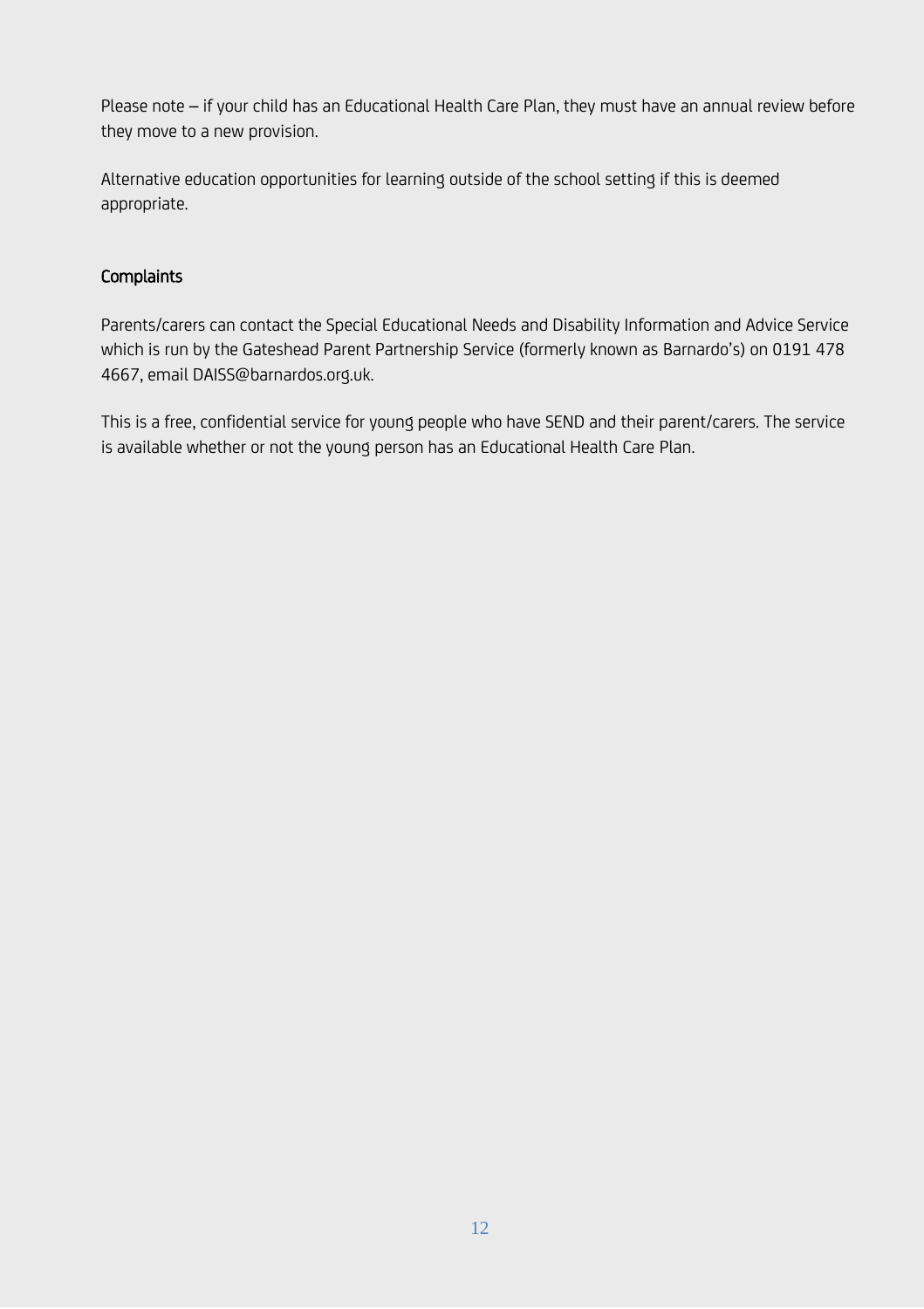Please note – if your child has an Educational Health Care Plan, they must have an annual review before they move to a new provision.

Alternative education opportunities for learning outside of the school setting if this is deemed appropriate.

## Complaints

Parents/carers can contact the Special Educational Needs and Disability Information and Advice Service which is run by the Gateshead Parent Partnership Service (formerly known as Barnardo's) on 0191 478 4667, email DAISS@barnardos.org.uk.

This is a free, confidential service for young people who have SEND and their parent/carers. The service is available whether or not the young person has an Educational Health Care Plan.